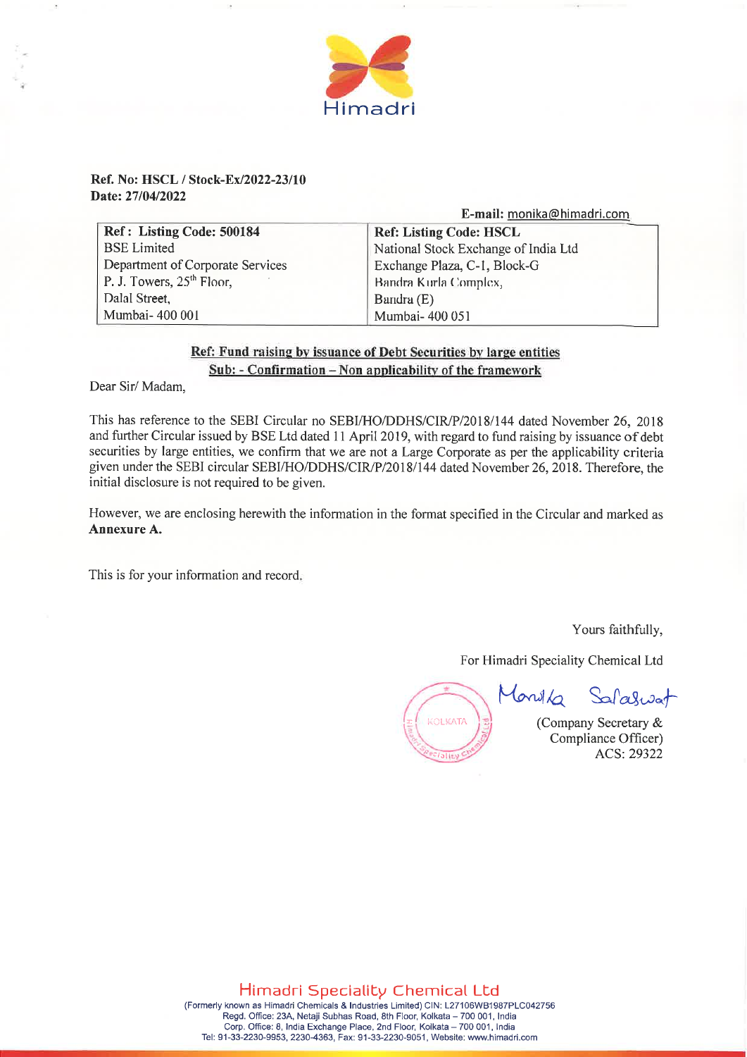Himadri

**Ref. No: HSCL / Stock-Ex/2022-23/10**
**Date: 27/04/2022**

**E-mail:** monika@himadri.com

| **Ref: Listing Code: 500184** | **Ref: Listing Code: HSCL** |
|---|---|
| BSE Limited | National Stock Exchange of India Ltd |
| Department of Corporate Services | Exchange Plaza, C-1, Block-G |
| P. J. Towers, 25th Floor, | Bandra Kurla Complex, |
| Dalal Street, | Bandra (E) |
| Mumbai- 400 001 | Mumbai- 400 051 |

**Ref: Fund raising by issuance of Debt Securities by large entities**
**Sub: - Confirmation – Non applicability of the framework**

Dear Sir/ Madam,

This has reference to the SEBI Circular no SEBI/HO/DDHS/CIR/P/2018/144 dated November 26, 2018 and further Circular issued by BSE Ltd dated 11 April 2019, with regard to fund raising by issuance of debt securities by large entities, we confirm that we are not a Large Corporate as per the applicability criteria given under the SEBI circular SEBI/HO/DDHS/CIR/P/2018/144 dated November 26, 2018. Therefore, the initial disclosure is not required to be given.

However, we are enclosing herewith the information in the format specified in the Circular and marked as **Annexure A.**

This is for your information and record.

Yours faithfully,

For Himadri Speciality Chemical Ltd

Monika Saraswat

(Company Secretary & Compliance Officer)
ACS: 29322

**Himadri Speciality Chemical Ltd**
(Formerly known as Himadri Chemicals & Industries Limited) CIN: L27106WB1987PLC042756
Regd. Office: 23A, Netaji Subhas Road, 8th Floor, Kolkata – 700 001, India
Corp. Office: 8, India Exchange Place, 2nd Floor, Kolkata – 700 001, India
Tel: 91-33-2230-9953, 2230-4363, Fax: 91-33-2230-9051, Website: www.himadri.com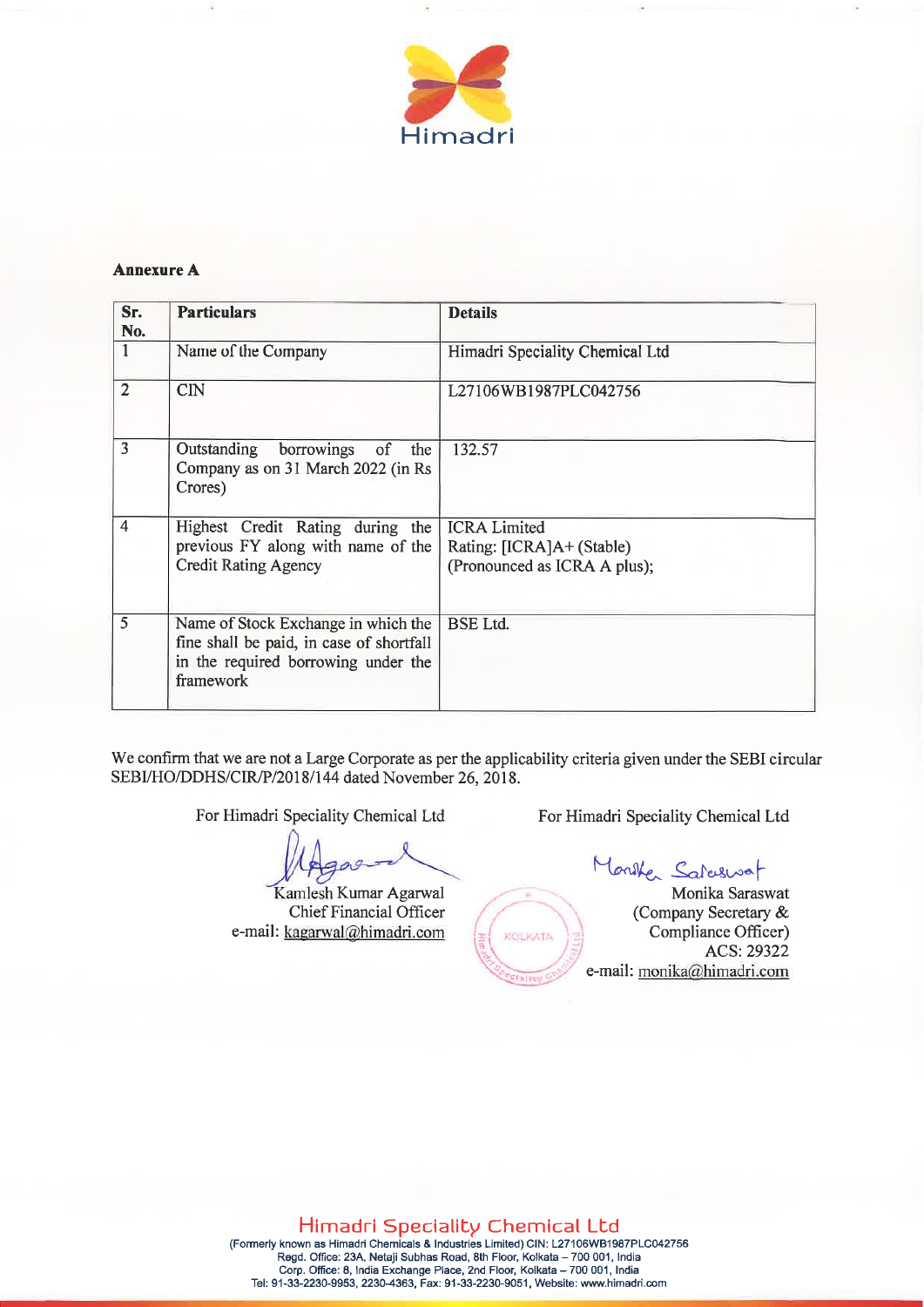Himadri

**Annexure A**

| Sr. No. | Particulars | Details |
|---|---|---|
| 1 | Name of the Company | Himadri Speciality Chemical Ltd |
| 2 | CIN | L27106WB1987PLC042756 |
| 3 | Outstanding borrowings of the Company as on 31 March 2022 (in Rs Crores) | 132.57 |
| 4 | Highest Credit Rating during the previous FY along with name of the Credit Rating Agency | ICRA Limited<br>Rating: [ICRA]A+ (Stable)<br>(Pronounced as ICRA A plus); |
| 5 | Name of Stock Exchange in which the fine shall be paid, in case of shortfall in the required borrowing under the framework | BSE Ltd. |

We confirm that we are not a Large Corporate as per the applicability criteria given under the SEBI circular SEBI/HO/DDHS/CIR/P/2018/144 dated November 26, 2018.

For Himadri Speciality Chemical Ltd

Kamlesh Kumar Agarwal
Chief Financial Officer
e-mail: kagarwal@himadri.com

For Himadri Speciality Chemical Ltd

Monika Saraswat
(Company Secretary & Compliance Officer)
ACS: 29322
e-mail: monika@himadri.com

**Himadri Speciality Chemical Ltd**
(Formerly known as Himadri Chemicals & Industries Limited) CIN: L27106WB1987PLC042756
Regd. Office: 23A, Netaji Subhas Road, 8th Floor, Kolkata – 700 001, India
Corp. Office: 8, India Exchange Place, 2nd Floor, Kolkata – 700 001, India
Tel: 91-33-2230-9953, 2230-4363, Fax: 91-33-2230-9051, Website: www.himadri.com